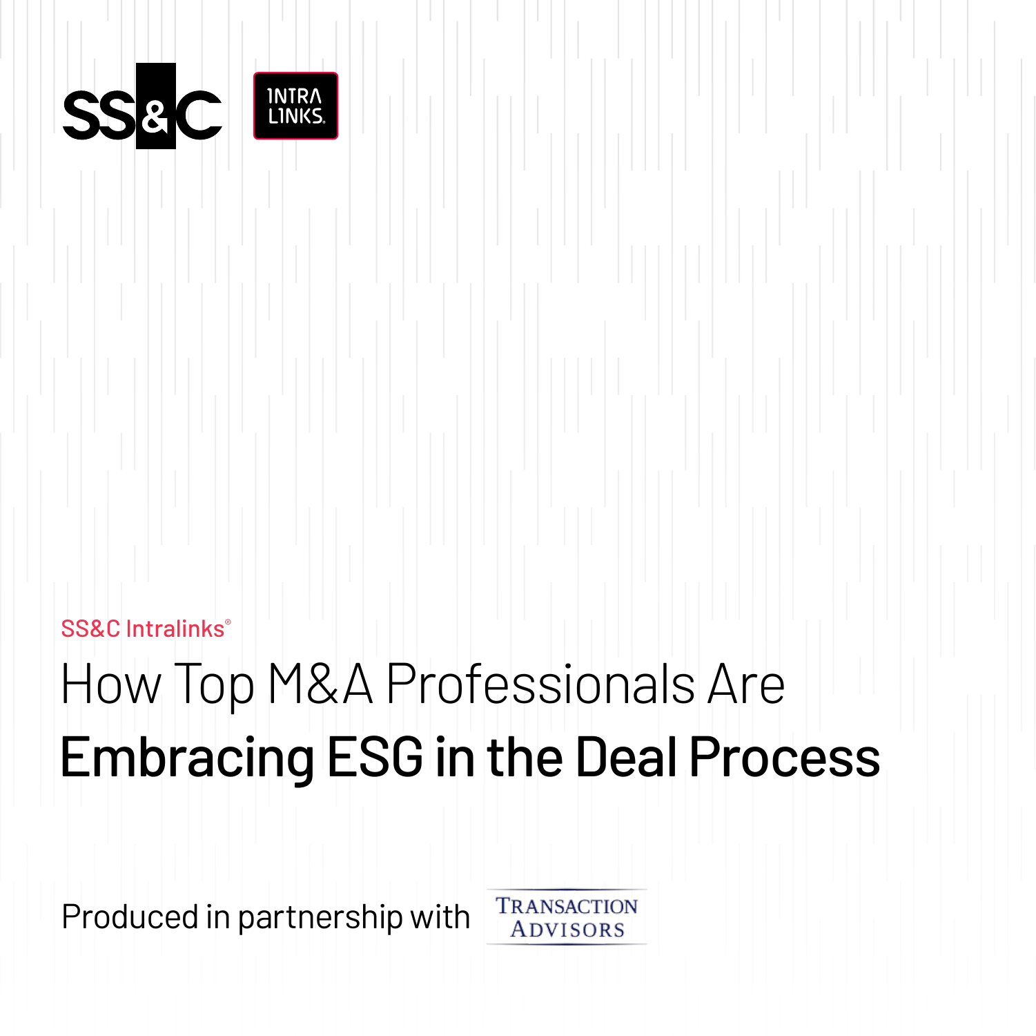SS&C Intralinks®

# How Top M&A Professionals Are Embracing ESG in the Deal Process

Produced in partnership with Transaction Advisors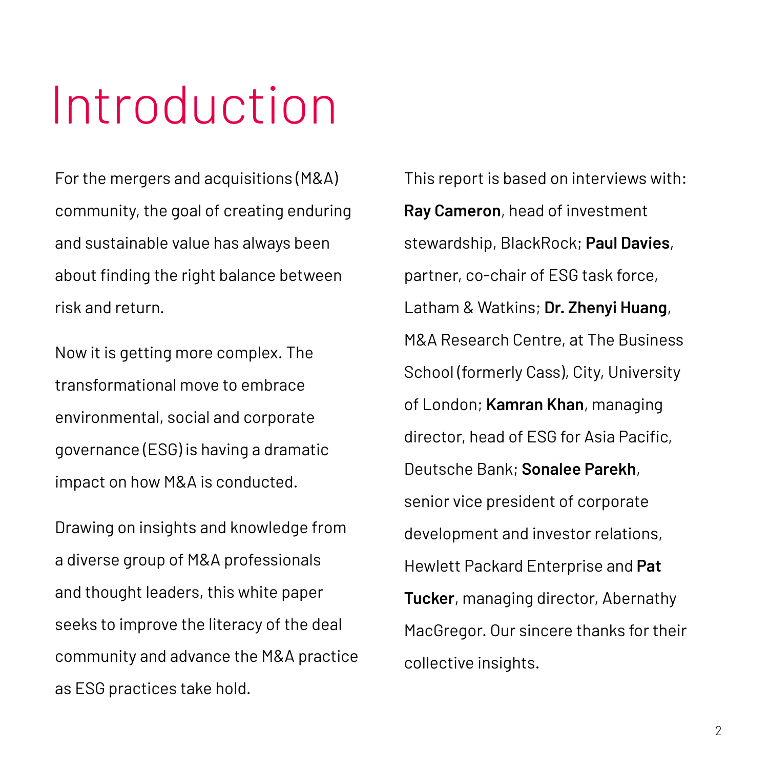# Introduction

For the mergers and acquisitions (M&A) community, the goal of creating enduring and sustainable value has always been about finding the right balance between risk and return.

Now it is getting more complex. The transformational move to embrace environmental, social and corporate governance (ESG) is having a dramatic impact on how M&A is conducted.

Drawing on insights and knowledge from a diverse group of M&A professionals and thought leaders, this white paper seeks to improve the literacy of the deal community and advance the M&A practice as ESG practices take hold.

This report is based on interviews with: **Ray Cameron**, head of investment stewardship, BlackRock; **Paul Davies**, partner, co-chair of ESG task force, Latham & Watkins; **Dr. Zhenyi Huang**, M&A Research Centre, at The Business School (formerly Cass), City, University of London; **Kamran Khan**, managing director, head of ESG for Asia Pacific, Deutsche Bank; **Sonalee Parekh**, senior vice president of corporate development and investor relations, Hewlett Packard Enterprise and **Pat Tucker**, managing director, Abernathy MacGregor. Our sincere thanks for their collective insights.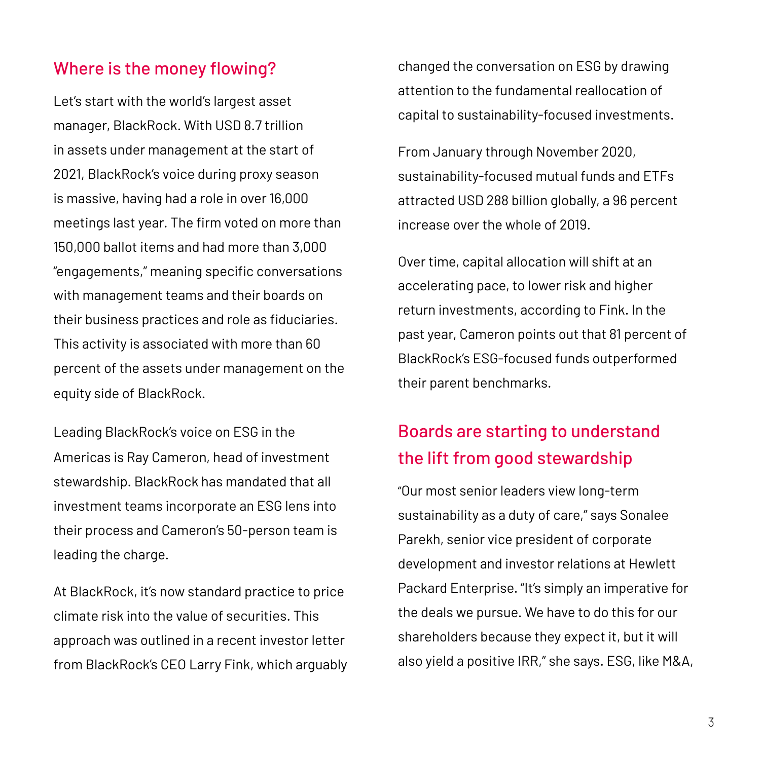## Where is the money flowing?

Let's start with the world's largest asset manager, BlackRock. With USD 8.7 trillion in assets under management at the start of 2021, BlackRock's voice during proxy season is massive, having had a role in over 16,000 meetings last year. The firm voted on more than 150,000 ballot items and had more than 3,000 "engagements," meaning specific conversations with management teams and their boards on their business practices and role as fiduciaries. This activity is associated with more than 60 percent of the assets under management on the equity side of BlackRock.

Leading BlackRock's voice on ESG in the Americas is Ray Cameron, head of investment stewardship. BlackRock has mandated that all investment teams incorporate an ESG lens into their process and Cameron's 50-person team is leading the charge.

At BlackRock, it's now standard practice to price climate risk into the value of securities. This approach was outlined in a recent investor letter from BlackRock's CEO Larry Fink, which arguably changed the conversation on ESG by drawing attention to the fundamental reallocation of capital to sustainability-focused investments.

From January through November 2020, sustainability-focused mutual funds and ETFs attracted USD 288 billion globally, a 96 percent increase over the whole of 2019.

Over time, capital allocation will shift at an accelerating pace, to lower risk and higher return investments, according to Fink. In the past year, Cameron points out that 81 percent of BlackRock's ESG-focused funds outperformed their parent benchmarks.

## Boards are starting to understand the lift from good stewardship

"Our most senior leaders view long-term sustainability as a duty of care," says Sonalee Parekh, senior vice president of corporate development and investor relations at Hewlett Packard Enterprise. "It's simply an imperative for the deals we pursue. We have to do this for our shareholders because they expect it, but it will also yield a positive IRR," she says. ESG, like M&A,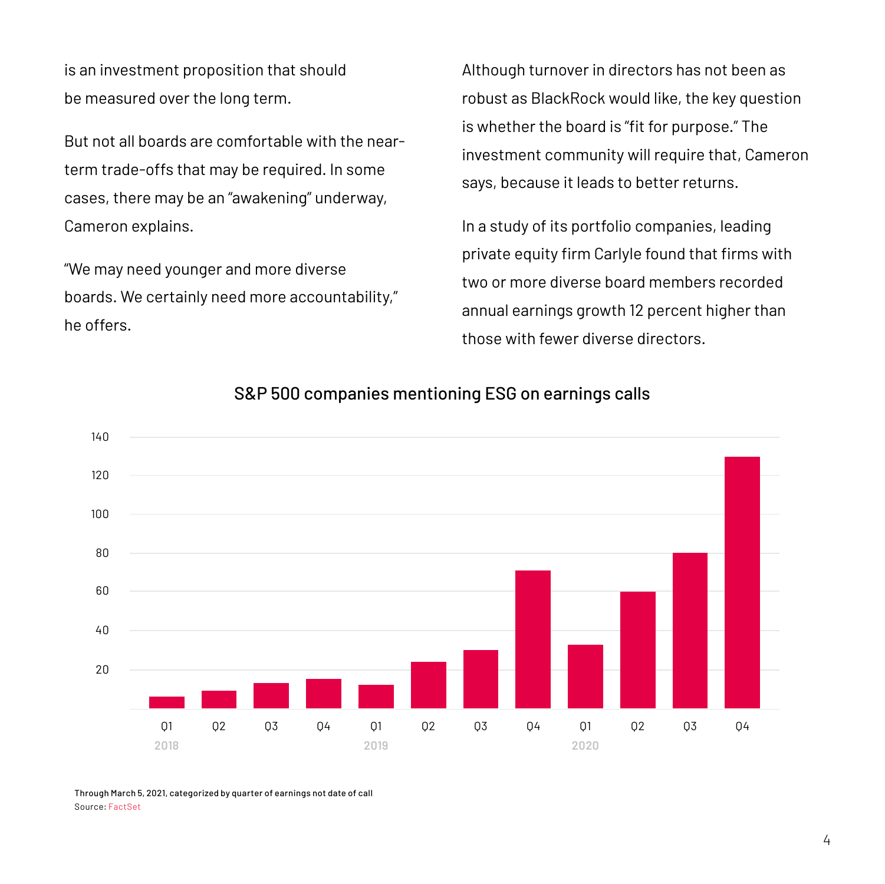is an investment proposition that should be measured over the long term.

But not all boards are comfortable with the near-term trade-offs that may be required. In some cases, there may be an "awakening" underway, Cameron explains.

"We may need younger and more diverse boards. We certainly need more accountability," he offers.

Although turnover in directors has not been as robust as BlackRock would like, the key question is whether the board is "fit for purpose." The investment community will require that, Cameron says, because it leads to better returns.

In a study of its portfolio companies, leading private equity firm Carlyle found that firms with two or more diverse board members recorded annual earnings growth 12 percent higher than those with fewer diverse directors.

S&P 500 companies mentioning ESG on earnings calls

Through March 5, 2021, categorized by quarter of earnings not date of call
Source: FactSet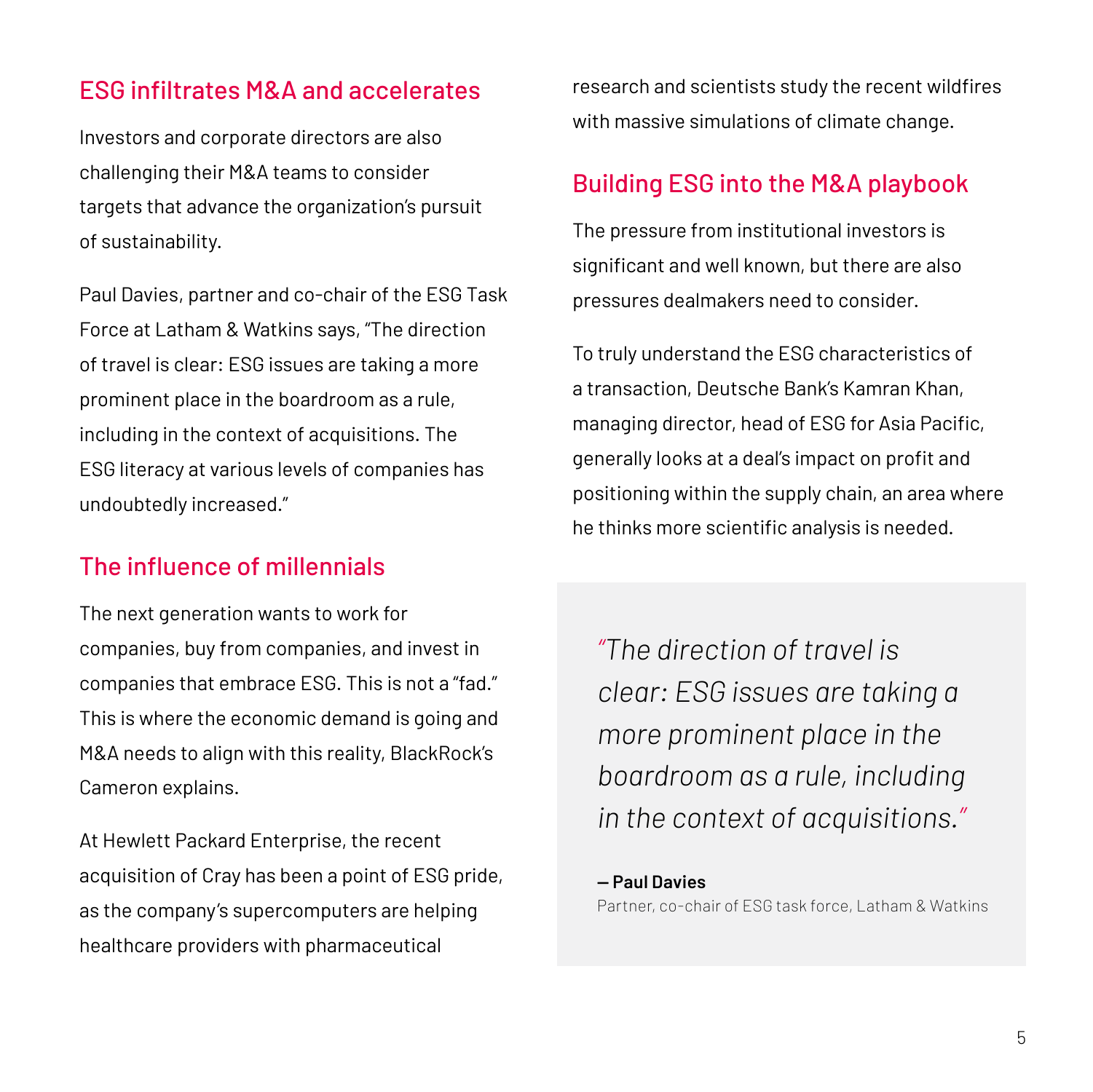## ESG infiltrates M&A and accelerates

Investors and corporate directors are also challenging their M&A teams to consider targets that advance the organization's pursuit of sustainability.

Paul Davies, partner and co-chair of the ESG Task Force at Latham & Watkins says, "The direction of travel is clear: ESG issues are taking a more prominent place in the boardroom as a rule, including in the context of acquisitions. The ESG literacy at various levels of companies has undoubtedly increased."

## The influence of millennials

The next generation wants to work for companies, buy from companies, and invest in companies that embrace ESG. This is not a "fad." This is where the economic demand is going and M&A needs to align with this reality, BlackRock's Cameron explains.

At Hewlett Packard Enterprise, the recent acquisition of Cray has been a point of ESG pride, as the company's supercomputers are helping healthcare providers with pharmaceutical research and scientists study the recent wildfires with massive simulations of climate change.

## Building ESG into the M&A playbook

The pressure from institutional investors is significant and well known, but there are also pressures dealmakers need to consider.

To truly understand the ESG characteristics of a transaction, Deutsche Bank's Kamran Khan, managing director, head of ESG for Asia Pacific, generally looks at a deal's impact on profit and positioning within the supply chain, an area where he thinks more scientific analysis is needed.

> *"The direction of travel is clear: ESG issues are taking a more prominent place in the boardroom as a rule, including in the context of acquisitions."*
>
> **— Paul Davies**
> Partner, co-chair of ESG task force, Latham & Watkins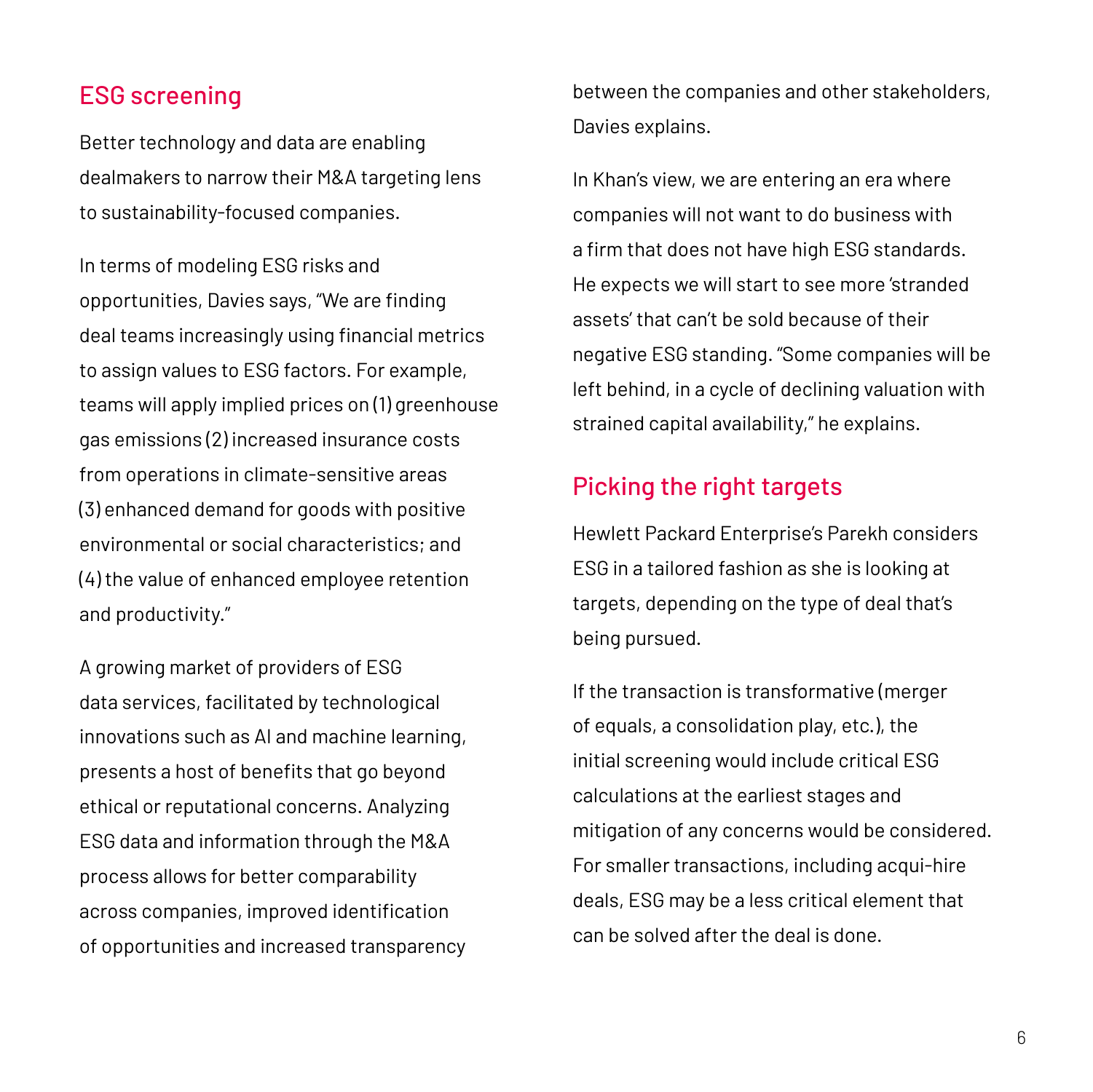## ESG screening

Better technology and data are enabling dealmakers to narrow their M&A targeting lens to sustainability-focused companies.

In terms of modeling ESG risks and opportunities, Davies says, "We are finding deal teams increasingly using financial metrics to assign values to ESG factors. For example, teams will apply implied prices on (1) greenhouse gas emissions (2) increased insurance costs from operations in climate-sensitive areas (3) enhanced demand for goods with positive environmental or social characteristics; and (4) the value of enhanced employee retention and productivity."

A growing market of providers of ESG data services, facilitated by technological innovations such as AI and machine learning, presents a host of benefits that go beyond ethical or reputational concerns. Analyzing ESG data and information through the M&A process allows for better comparability across companies, improved identification of opportunities and increased transparency between the companies and other stakeholders, Davies explains.

In Khan's view, we are entering an era where companies will not want to do business with a firm that does not have high ESG standards. He expects we will start to see more 'stranded assets' that can't be sold because of their negative ESG standing. "Some companies will be left behind, in a cycle of declining valuation with strained capital availability," he explains.

## Picking the right targets

Hewlett Packard Enterprise's Parekh considers ESG in a tailored fashion as she is looking at targets, depending on the type of deal that's being pursued.

If the transaction is transformative (merger of equals, a consolidation play, etc.), the initial screening would include critical ESG calculations at the earliest stages and mitigation of any concerns would be considered. For smaller transactions, including acqui-hire deals, ESG may be a less critical element that can be solved after the deal is done.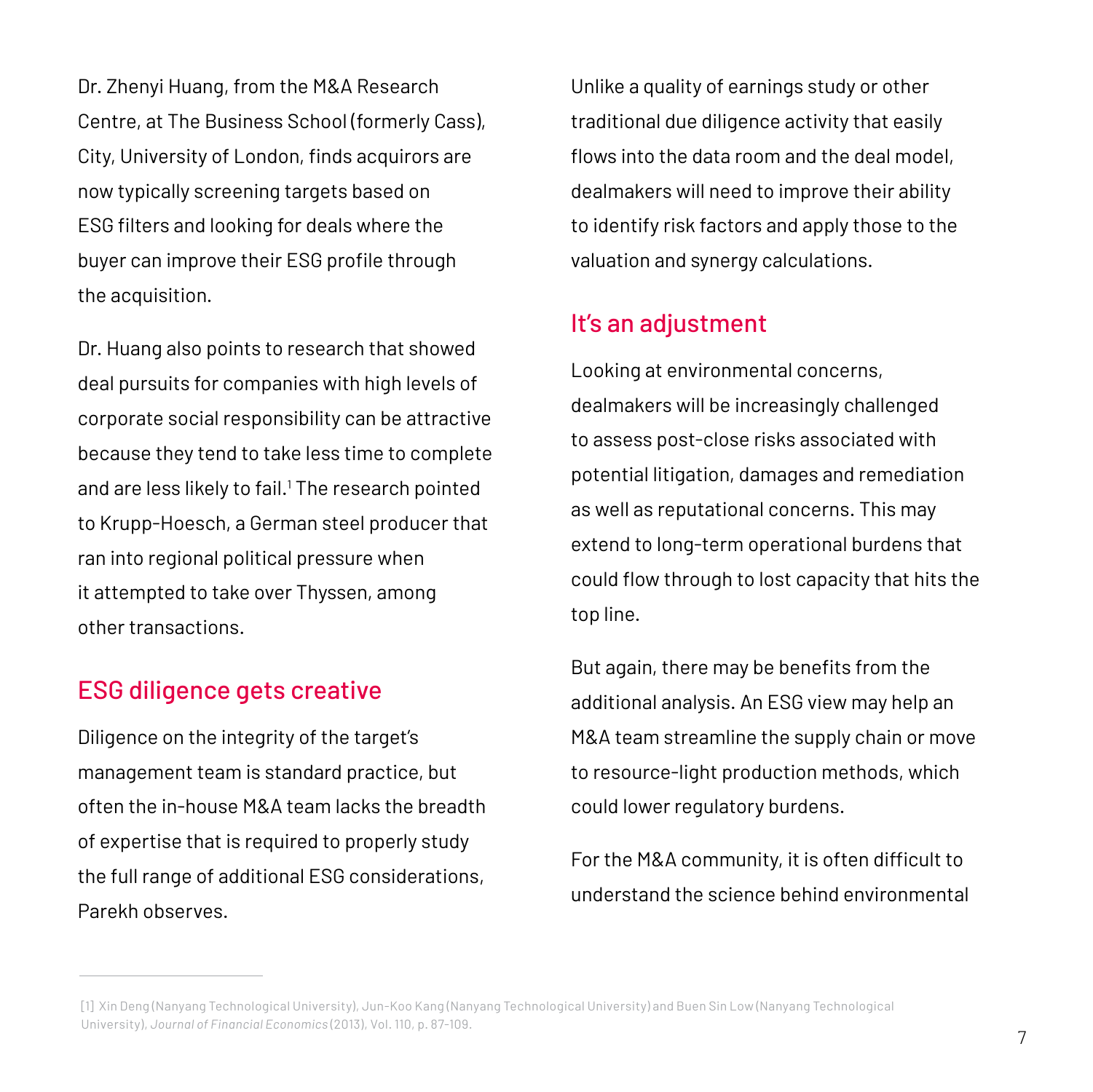Dr. Zhenyi Huang, from the M&A Research Centre, at The Business School (formerly Cass), City, University of London, finds acquirors are now typically screening targets based on ESG filters and looking for deals where the buyer can improve their ESG profile through the acquisition.

Dr. Huang also points to research that showed deal pursuits for companies with high levels of corporate social responsibility can be attractive because they tend to take less time to complete and are less likely to fail.[1] The research pointed to Krupp-Hoesch, a German steel producer that ran into regional political pressure when it attempted to take over Thyssen, among other transactions.

## ESG diligence gets creative

Diligence on the integrity of the target's management team is standard practice, but often the in-house M&A team lacks the breadth of expertise that is required to properly study the full range of additional ESG considerations, Parekh observes.

Unlike a quality of earnings study or other traditional due diligence activity that easily flows into the data room and the deal model, dealmakers will need to improve their ability to identify risk factors and apply those to the valuation and synergy calculations.

## It's an adjustment

Looking at environmental concerns, dealmakers will be increasingly challenged to assess post-close risks associated with potential litigation, damages and remediation as well as reputational concerns. This may extend to long-term operational burdens that could flow through to lost capacity that hits the top line.

But again, there may be benefits from the additional analysis. An ESG view may help an M&A team streamline the supply chain or move to resource-light production methods, which could lower regulatory burdens.

For the M&A community, it is often difficult to understand the science behind environmental

---

[1] Xin Deng (Nanyang Technological University), Jun-Koo Kang (Nanyang Technological University) and Buen Sin Low (Nanyang Technological University), *Journal of Financial Economics* (2013), Vol. 110, p. 87-109.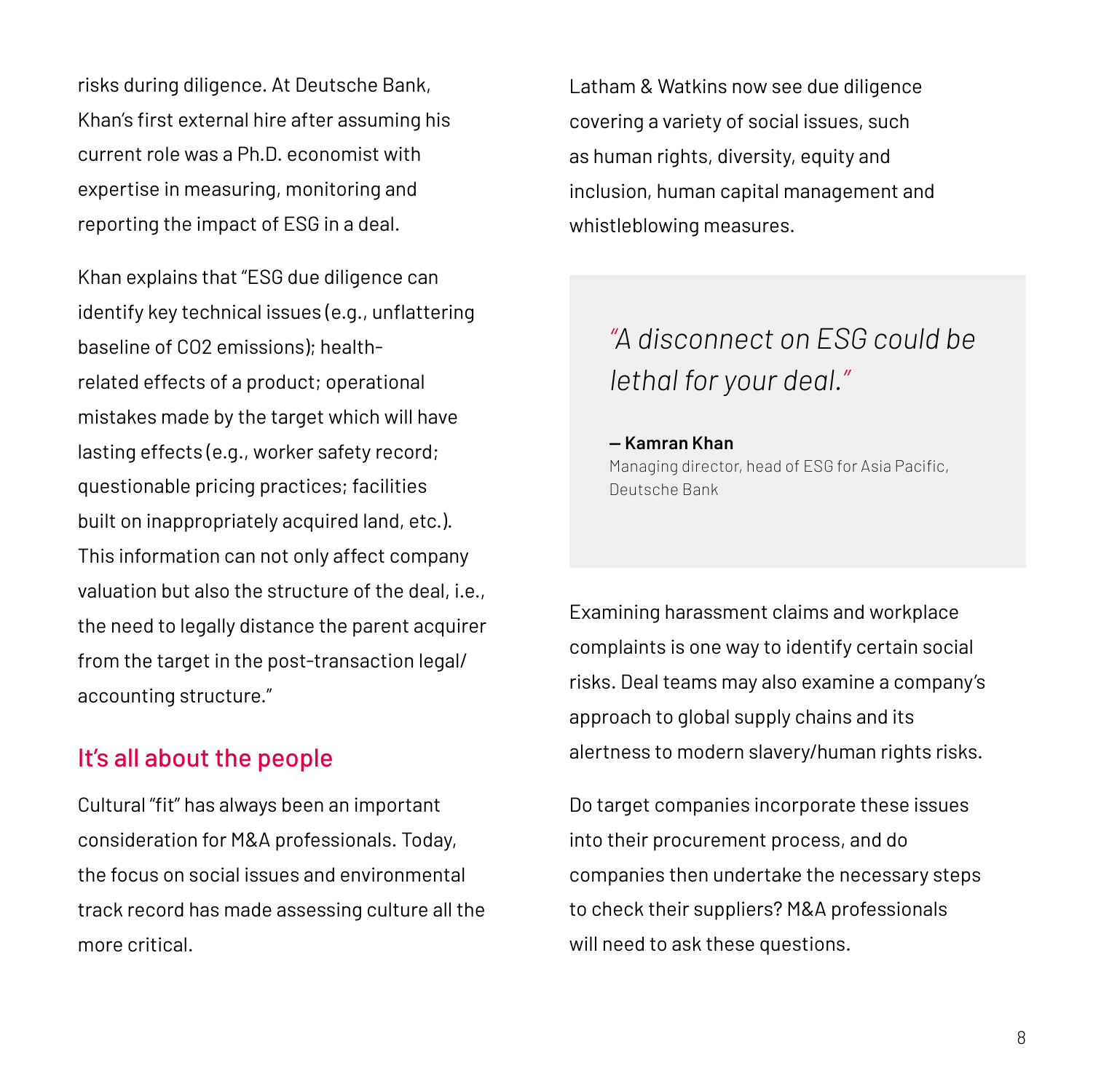risks during diligence. At Deutsche Bank, Khan's first external hire after assuming his current role was a Ph.D. economist with expertise in measuring, monitoring and reporting the impact of ESG in a deal.

Khan explains that "ESG due diligence can identify key technical issues (e.g., unflattering baseline of CO2 emissions); health-related effects of a product; operational mistakes made by the target which will have lasting effects (e.g., worker safety record; questionable pricing practices; facilities built on inappropriately acquired land, etc.). This information can not only affect company valuation but also the structure of the deal, i.e., the need to legally distance the parent acquirer from the target in the post-transaction legal/accounting structure."

## It's all about the people

Cultural "fit" has always been an important consideration for M&A professionals. Today, the focus on social issues and environmental track record has made assessing culture all the more critical.

Latham & Watkins now see due diligence covering a variety of social issues, such as human rights, diversity, equity and inclusion, human capital management and whistleblowing measures.

> *"A disconnect on ESG could be lethal for your deal."*
>
> **— Kamran Khan**
> Managing director, head of ESG for Asia Pacific, Deutsche Bank

Examining harassment claims and workplace complaints is one way to identify certain social risks. Deal teams may also examine a company's approach to global supply chains and its alertness to modern slavery/human rights risks.

Do target companies incorporate these issues into their procurement process, and do companies then undertake the necessary steps to check their suppliers? M&A professionals will need to ask these questions.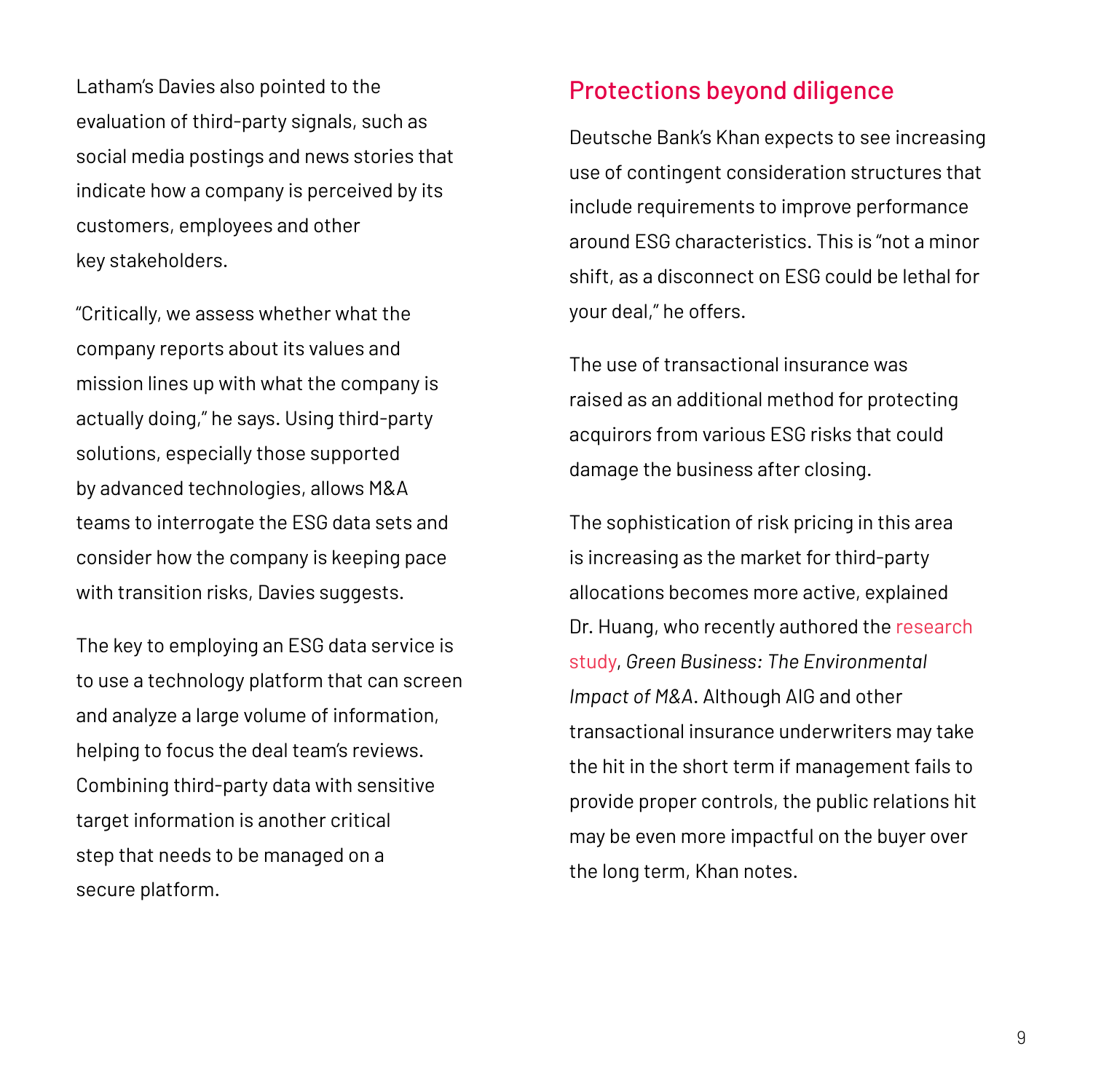Latham's Davies also pointed to the evaluation of third-party signals, such as social media postings and news stories that indicate how a company is perceived by its customers, employees and other key stakeholders.

"Critically, we assess whether what the company reports about its values and mission lines up with what the company is actually doing," he says. Using third-party solutions, especially those supported by advanced technologies, allows M&A teams to interrogate the ESG data sets and consider how the company is keeping pace with transition risks, Davies suggests.

The key to employing an ESG data service is to use a technology platform that can screen and analyze a large volume of information, helping to focus the deal team's reviews. Combining third-party data with sensitive target information is another critical step that needs to be managed on a secure platform.

## Protections beyond diligence

Deutsche Bank's Khan expects to see increasing use of contingent consideration structures that include requirements to improve performance around ESG characteristics. This is "not a minor shift, as a disconnect on ESG could be lethal for your deal," he offers.

The use of transactional insurance was raised as an additional method for protecting acquirors from various ESG risks that could damage the business after closing.

The sophistication of risk pricing in this area is increasing as the market for third-party allocations becomes more active, explained Dr. Huang, who recently authored the research study, *Green Business: The Environmental Impact of M&A*. Although AIG and other transactional insurance underwriters may take the hit in the short term if management fails to provide proper controls, the public relations hit may be even more impactful on the buyer over the long term, Khan notes.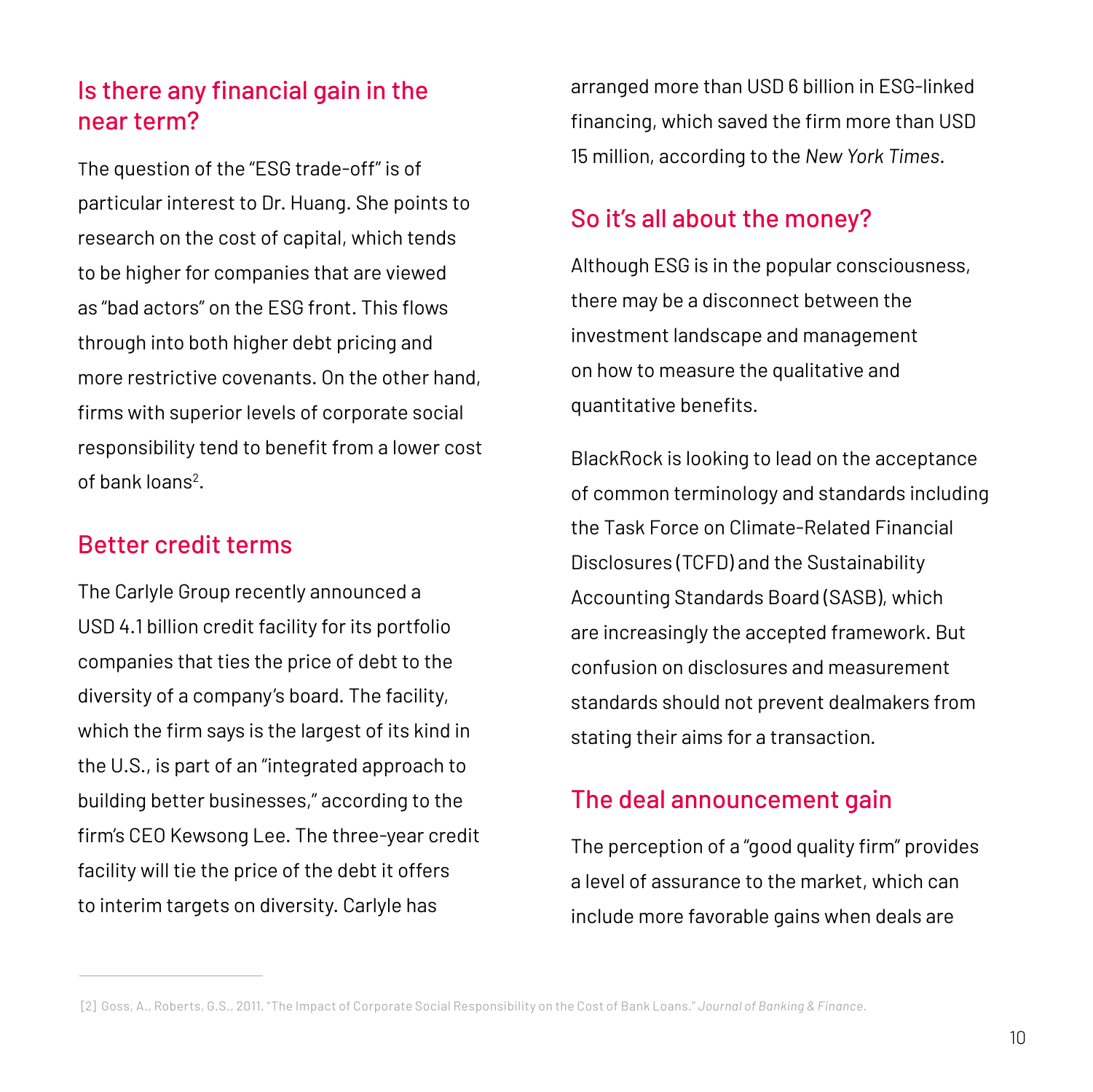## Is there any financial gain in the near term?

The question of the "ESG trade-off" is of particular interest to Dr. Huang. She points to research on the cost of capital, which tends to be higher for companies that are viewed as "bad actors" on the ESG front. This flows through into both higher debt pricing and more restrictive covenants. On the other hand, firms with superior levels of corporate social responsibility tend to benefit from a lower cost of bank loans[2].

## Better credit terms

The Carlyle Group recently announced a USD 4.1 billion credit facility for its portfolio companies that ties the price of debt to the diversity of a company's board. The facility, which the firm says is the largest of its kind in the U.S., is part of an "integrated approach to building better businesses," according to the firm's CEO Kewsong Lee. The three-year credit facility will tie the price of the debt it offers to interim targets on diversity. Carlyle has arranged more than USD 6 billion in ESG-linked financing, which saved the firm more than USD 15 million, according to the *New York Times*.

## So it's all about the money?

Although ESG is in the popular consciousness, there may be a disconnect between the investment landscape and management on how to measure the qualitative and quantitative benefits.

BlackRock is looking to lead on the acceptance of common terminology and standards including the Task Force on Climate-Related Financial Disclosures (TCFD) and the Sustainability Accounting Standards Board (SASB), which are increasingly the accepted framework. But confusion on disclosures and measurement standards should not prevent dealmakers from stating their aims for a transaction.

## The deal announcement gain

The perception of a "good quality firm" provides a level of assurance to the market, which can include more favorable gains when deals are

[2] Goss, A., Roberts, G.S., 2011. "The Impact of Corporate Social Responsibility on the Cost of Bank Loans." *Journal of Banking & Finance*.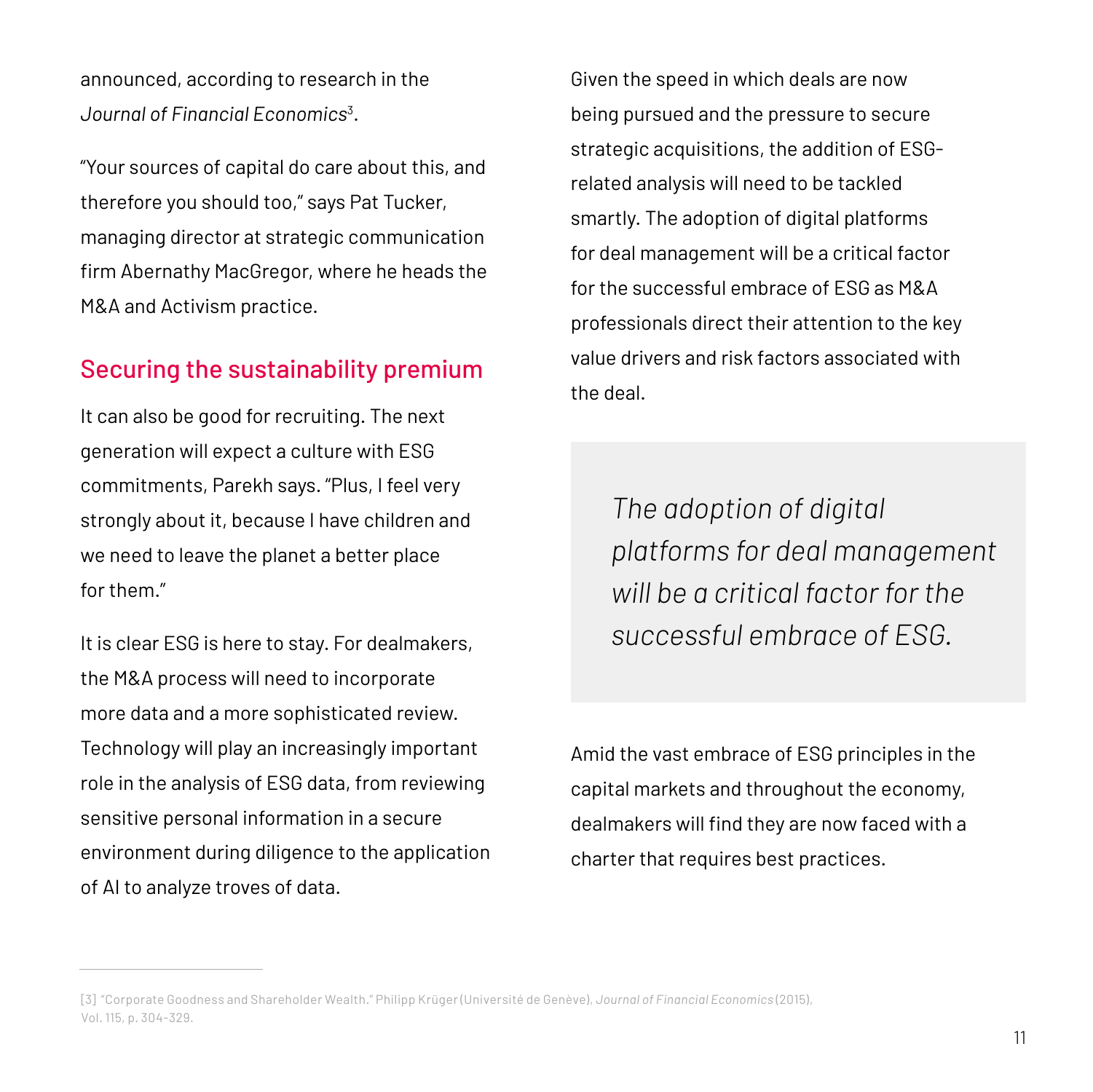announced, according to research in the *Journal of Financial Economics*[3].

"Your sources of capital do care about this, and therefore you should too," says Pat Tucker, managing director at strategic communication firm Abernathy MacGregor, where he heads the M&A and Activism practice.

## Securing the sustainability premium

It can also be good for recruiting. The next generation will expect a culture with ESG commitments, Parekh says. "Plus, I feel very strongly about it, because I have children and we need to leave the planet a better place for them."

It is clear ESG is here to stay. For dealmakers, the M&A process will need to incorporate more data and a more sophisticated review. Technology will play an increasingly important role in the analysis of ESG data, from reviewing sensitive personal information in a secure environment during diligence to the application of AI to analyze troves of data.

Given the speed in which deals are now being pursued and the pressure to secure strategic acquisitions, the addition of ESG-related analysis will need to be tackled smartly. The adoption of digital platforms for deal management will be a critical factor for the successful embrace of ESG as M&A professionals direct their attention to the key value drivers and risk factors associated with the deal.

> *The adoption of digital platforms for deal management will be a critical factor for the successful embrace of ESG.*

Amid the vast embrace of ESG principles in the capital markets and throughout the economy, dealmakers will find they are now faced with a charter that requires best practices.

---

[3] "Corporate Goodness and Shareholder Wealth." Philipp Krüger (Université de Genève), *Journal of Financial Economics* (2015), Vol. 115, p. 304-329.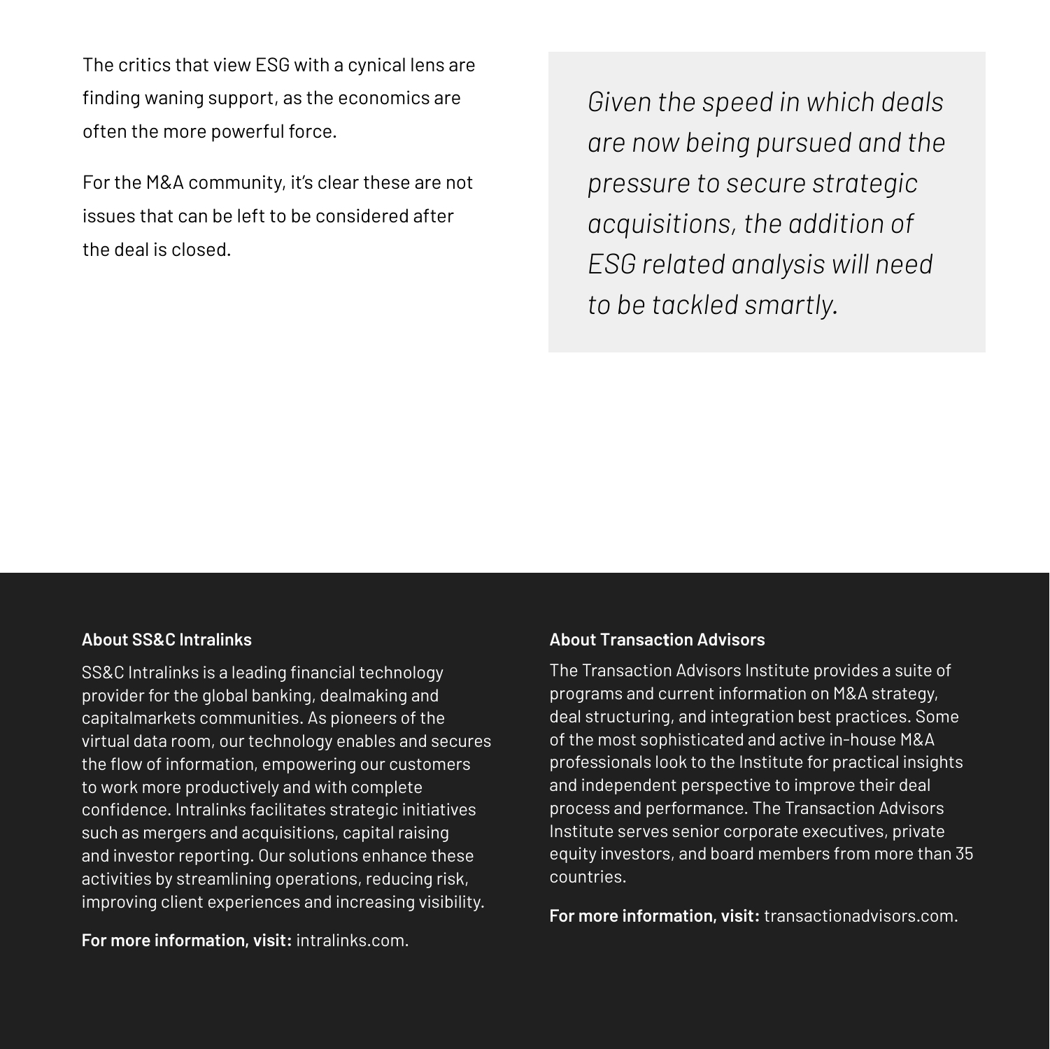The critics that view ESG with a cynical lens are finding waning support, as the economics are often the more powerful force.

For the M&A community, it's clear these are not issues that can be left to be considered after the deal is closed.

> *Given the speed in which deals are now being pursued and the pressure to secure strategic acquisitions, the addition of ESG related analysis will need to be tackled smartly.*

**About SS&C Intralinks**

SS&C Intralinks is a leading financial technology provider for the global banking, dealmaking and capitalmarkets communities. As pioneers of the virtual data room, our technology enables and secures the flow of information, empowering our customers to work more productively and with complete confidence. Intralinks facilitates strategic initiatives such as mergers and acquisitions, capital raising and investor reporting. Our solutions enhance these activities by streamlining operations, reducing risk, improving client experiences and increasing visibility.

**For more information, visit:** intralinks.com.

**About Transaction Advisors**

The Transaction Advisors Institute provides a suite of programs and current information on M&A strategy, deal structuring, and integration best practices. Some of the most sophisticated and active in-house M&A professionals look to the Institute for practical insights and independent perspective to improve their deal process and performance. The Transaction Advisors Institute serves senior corporate executives, private equity investors, and board members from more than 35 countries.

**For more information, visit:** transactionadvisors.com.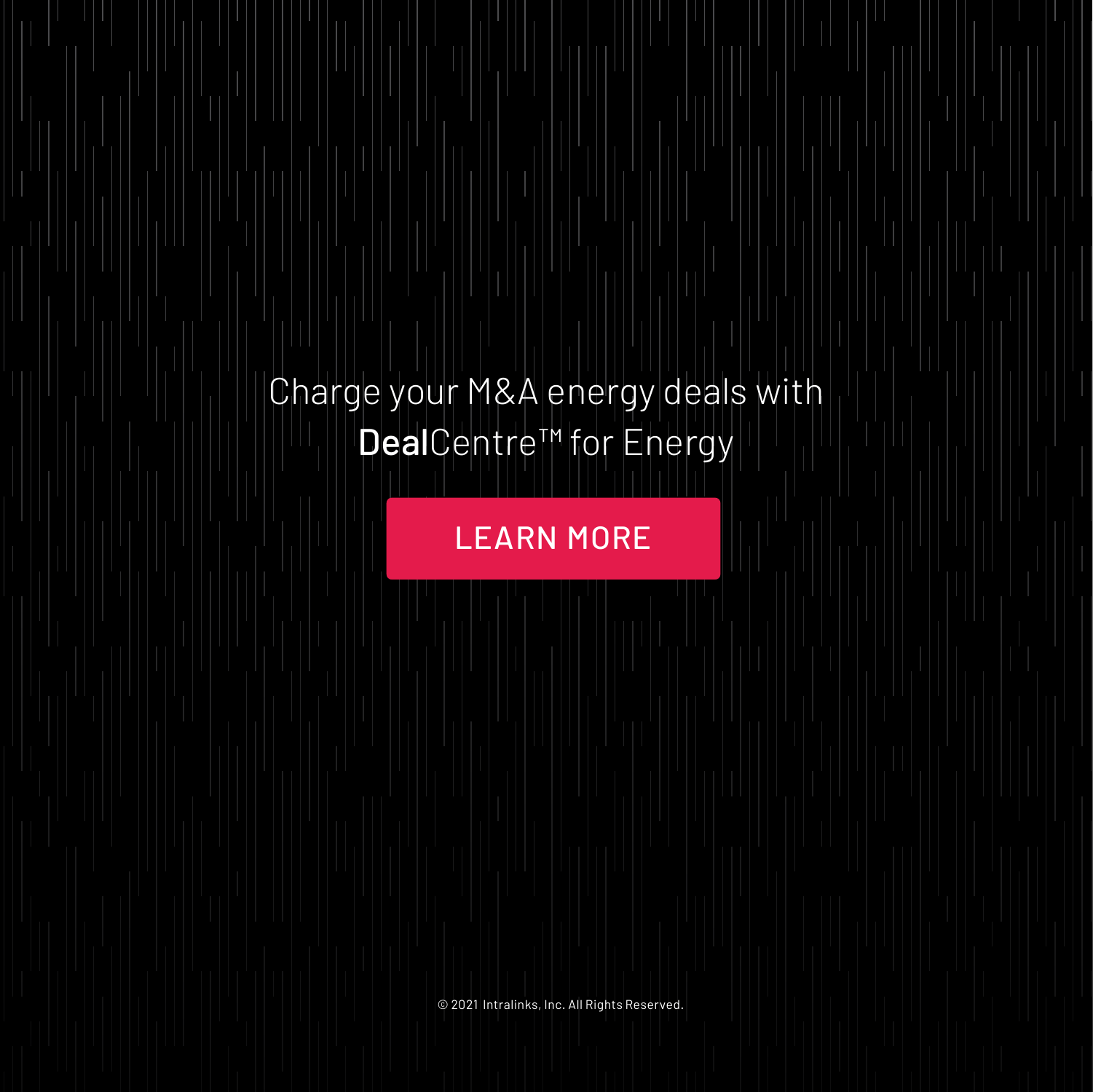Charge your M&A energy deals with **Deal**Centre™ for Energy

LEARN MORE

© 2021 Intralinks, Inc. All Rights Reserved.